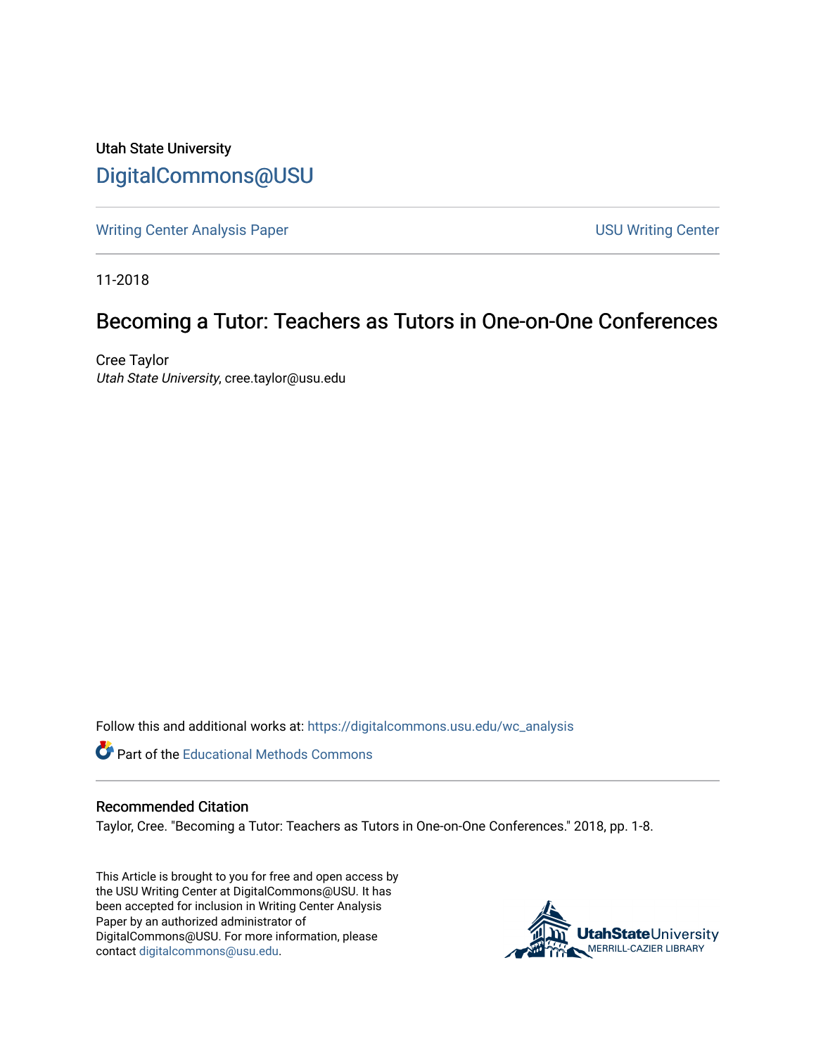Utah State University

DigitalCommons@USU

Writing Center Analysis Paper

USU Writing Center

11-2018

# Becoming a Tutor: Teachers as Tutors in One-on-One Conferences

Cree Taylor
*Utah State University*, cree.taylor@usu.edu

Follow this and additional works at: https://digitalcommons.usu.edu/wc_analysis

Part of the Educational Methods Commons

## Recommended Citation

Taylor, Cree. "Becoming a Tutor: Teachers as Tutors in One-on-One Conferences." 2018, pp. 1-8.

This Article is brought to you for free and open access by the USU Writing Center at DigitalCommons@USU. It has been accepted for inclusion in Writing Center Analysis Paper by an authorized administrator of DigitalCommons@USU. For more information, please contact digitalcommons@usu.edu.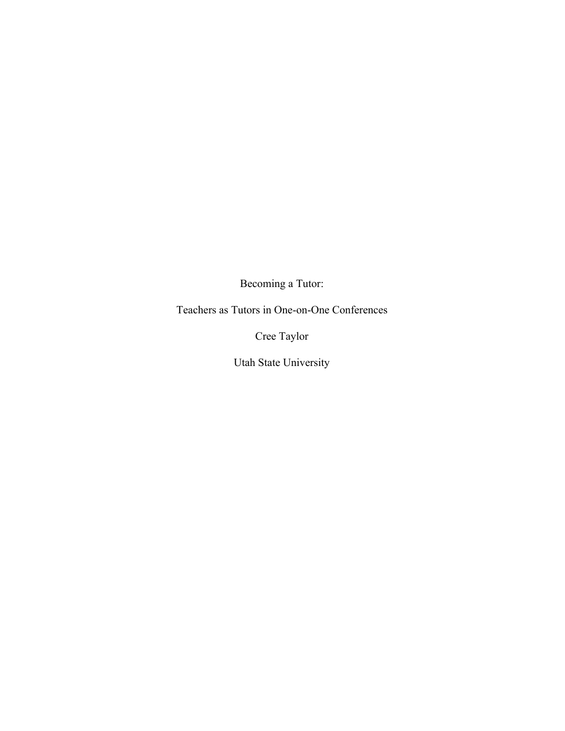# Becoming a Tutor:

## Teachers as Tutors in One-on-One Conferences

Cree Taylor

Utah State University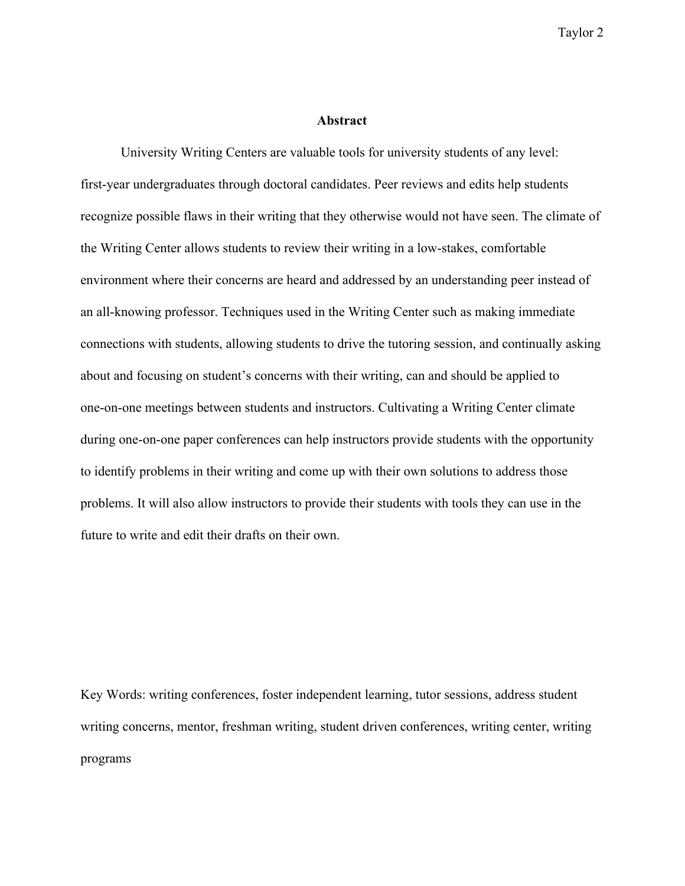## Abstract

University Writing Centers are valuable tools for university students of any level: first-year undergraduates through doctoral candidates. Peer reviews and edits help students recognize possible flaws in their writing that they otherwise would not have seen. The climate of the Writing Center allows students to review their writing in a low-stakes, comfortable environment where their concerns are heard and addressed by an understanding peer instead of an all-knowing professor. Techniques used in the Writing Center such as making immediate connections with students, allowing students to drive the tutoring session, and continually asking about and focusing on student's concerns with their writing, can and should be applied to one-on-one meetings between students and instructors. Cultivating a Writing Center climate during one-on-one paper conferences can help instructors provide students with the opportunity to identify problems in their writing and come up with their own solutions to address those problems. It will also allow instructors to provide their students with tools they can use in the future to write and edit their drafts on their own.

Key Words: writing conferences, foster independent learning, tutor sessions, address student writing concerns, mentor, freshman writing, student driven conferences, writing center, writing programs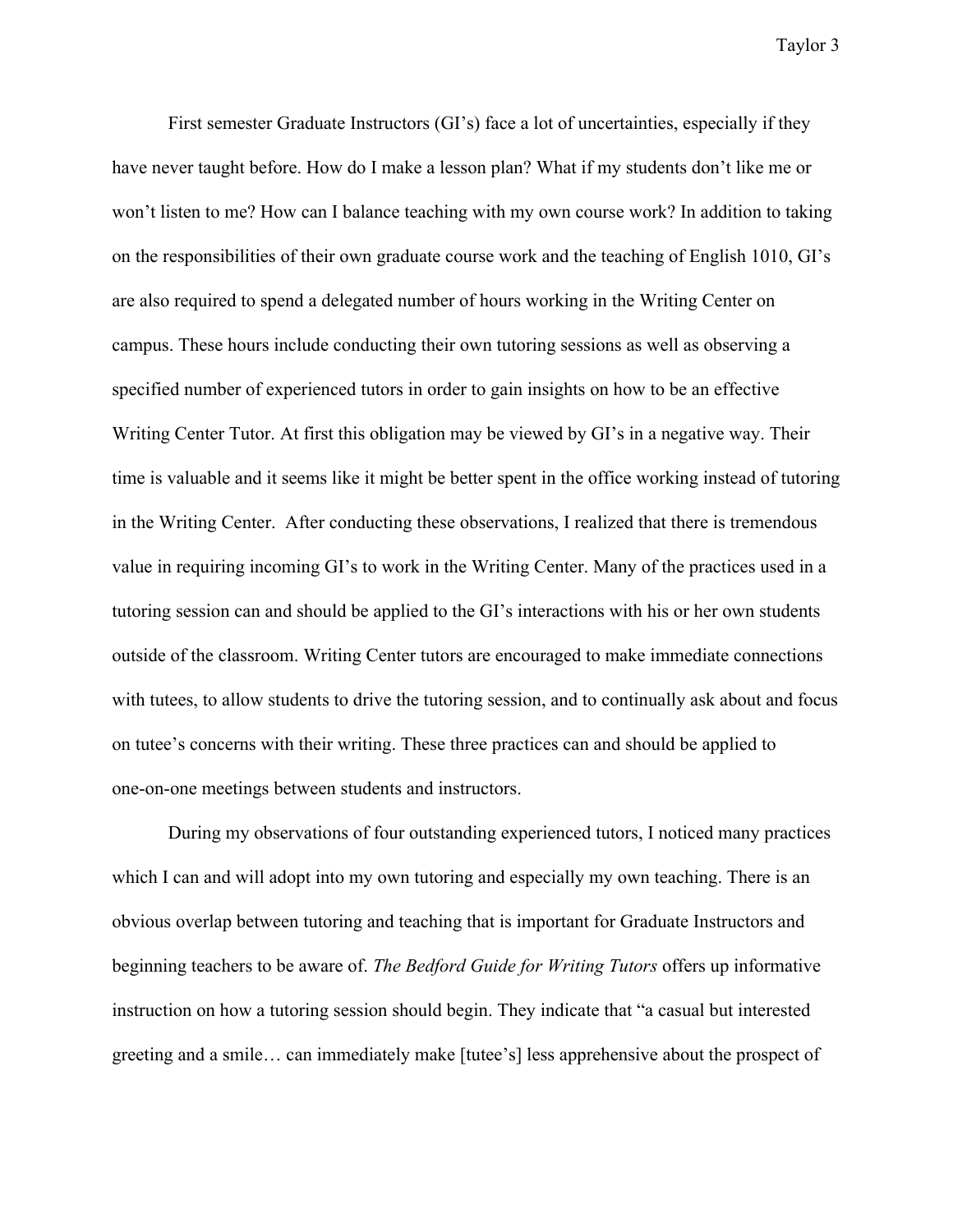First semester Graduate Instructors (GI's) face a lot of uncertainties, especially if they have never taught before. How do I make a lesson plan? What if my students don't like me or won't listen to me? How can I balance teaching with my own course work? In addition to taking on the responsibilities of their own graduate course work and the teaching of English 1010, GI's are also required to spend a delegated number of hours working in the Writing Center on campus. These hours include conducting their own tutoring sessions as well as observing a specified number of experienced tutors in order to gain insights on how to be an effective Writing Center Tutor. At first this obligation may be viewed by GI's in a negative way. Their time is valuable and it seems like it might be better spent in the office working instead of tutoring in the Writing Center. After conducting these observations, I realized that there is tremendous value in requiring incoming GI's to work in the Writing Center. Many of the practices used in a tutoring session can and should be applied to the GI's interactions with his or her own students outside of the classroom. Writing Center tutors are encouraged to make immediate connections with tutees, to allow students to drive the tutoring session, and to continually ask about and focus on tutee's concerns with their writing. These three practices can and should be applied to one-on-one meetings between students and instructors.

During my observations of four outstanding experienced tutors, I noticed many practices which I can and will adopt into my own tutoring and especially my own teaching. There is an obvious overlap between tutoring and teaching that is important for Graduate Instructors and beginning teachers to be aware of. *The Bedford Guide for Writing Tutors* offers up informative instruction on how a tutoring session should begin. They indicate that "a casual but interested greeting and a smile… can immediately make [tutee's] less apprehensive about the prospect of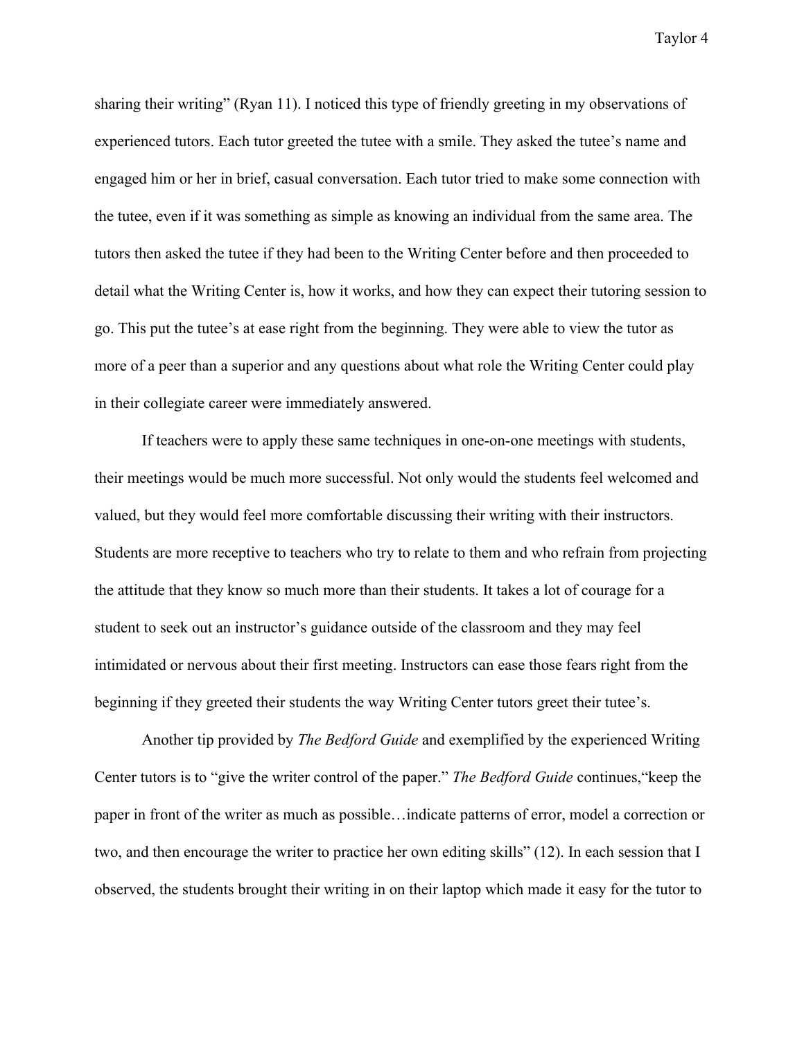sharing their writing" (Ryan 11). I noticed this type of friendly greeting in my observations of experienced tutors. Each tutor greeted the tutee with a smile. They asked the tutee's name and engaged him or her in brief, casual conversation. Each tutor tried to make some connection with the tutee, even if it was something as simple as knowing an individual from the same area. The tutors then asked the tutee if they had been to the Writing Center before and then proceeded to detail what the Writing Center is, how it works, and how they can expect their tutoring session to go. This put the tutee's at ease right from the beginning. They were able to view the tutor as more of a peer than a superior and any questions about what role the Writing Center could play in their collegiate career were immediately answered.

If teachers were to apply these same techniques in one-on-one meetings with students, their meetings would be much more successful. Not only would the students feel welcomed and valued, but they would feel more comfortable discussing their writing with their instructors. Students are more receptive to teachers who try to relate to them and who refrain from projecting the attitude that they know so much more than their students. It takes a lot of courage for a student to seek out an instructor's guidance outside of the classroom and they may feel intimidated or nervous about their first meeting. Instructors can ease those fears right from the beginning if they greeted their students the way Writing Center tutors greet their tutee's.

Another tip provided by *The Bedford Guide* and exemplified by the experienced Writing Center tutors is to "give the writer control of the paper." *The Bedford Guide* continues,"keep the paper in front of the writer as much as possible…indicate patterns of error, model a correction or two, and then encourage the writer to practice her own editing skills" (12). In each session that I observed, the students brought their writing in on their laptop which made it easy for the tutor to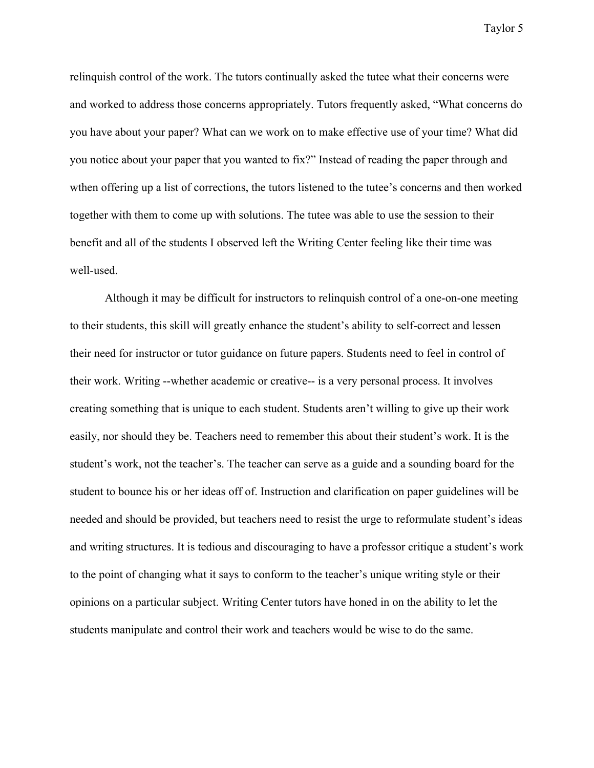relinquish control of the work. The tutors continually asked the tutee what their concerns were and worked to address those concerns appropriately. Tutors frequently asked, "What concerns do you have about your paper? What can we work on to make effective use of your time? What did you notice about your paper that you wanted to fix?" Instead of reading the paper through and wthen offering up a list of corrections, the tutors listened to the tutee's concerns and then worked together with them to come up with solutions. The tutee was able to use the session to their benefit and all of the students I observed left the Writing Center feeling like their time was well-used.

Although it may be difficult for instructors to relinquish control of a one-on-one meeting to their students, this skill will greatly enhance the student's ability to self-correct and lessen their need for instructor or tutor guidance on future papers. Students need to feel in control of their work. Writing --whether academic or creative-- is a very personal process. It involves creating something that is unique to each student. Students aren't willing to give up their work easily, nor should they be. Teachers need to remember this about their student's work. It is the student's work, not the teacher's. The teacher can serve as a guide and a sounding board for the student to bounce his or her ideas off of. Instruction and clarification on paper guidelines will be needed and should be provided, but teachers need to resist the urge to reformulate student's ideas and writing structures. It is tedious and discouraging to have a professor critique a student's work to the point of changing what it says to conform to the teacher's unique writing style or their opinions on a particular subject. Writing Center tutors have honed in on the ability to let the students manipulate and control their work and teachers would be wise to do the same.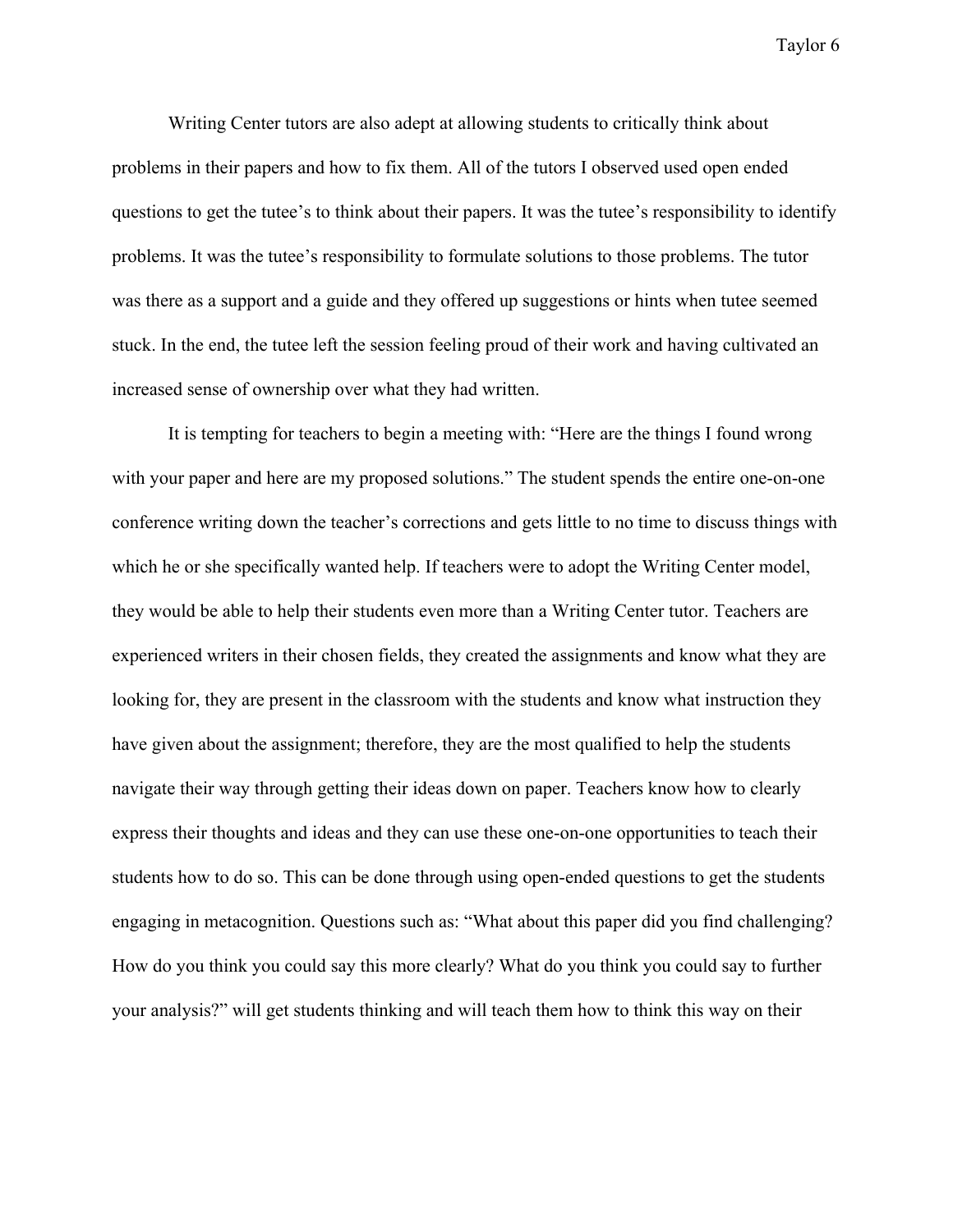Writing Center tutors are also adept at allowing students to critically think about problems in their papers and how to fix them. All of the tutors I observed used open ended questions to get the tutee's to think about their papers. It was the tutee's responsibility to identify problems. It was the tutee's responsibility to formulate solutions to those problems. The tutor was there as a support and a guide and they offered up suggestions or hints when tutee seemed stuck. In the end, the tutee left the session feeling proud of their work and having cultivated an increased sense of ownership over what they had written.

It is tempting for teachers to begin a meeting with: "Here are the things I found wrong with your paper and here are my proposed solutions." The student spends the entire one-on-one conference writing down the teacher's corrections and gets little to no time to discuss things with which he or she specifically wanted help. If teachers were to adopt the Writing Center model, they would be able to help their students even more than a Writing Center tutor. Teachers are experienced writers in their chosen fields, they created the assignments and know what they are looking for, they are present in the classroom with the students and know what instruction they have given about the assignment; therefore, they are the most qualified to help the students navigate their way through getting their ideas down on paper. Teachers know how to clearly express their thoughts and ideas and they can use these one-on-one opportunities to teach their students how to do so. This can be done through using open-ended questions to get the students engaging in metacognition. Questions such as: "What about this paper did you find challenging? How do you think you could say this more clearly? What do you think you could say to further your analysis?" will get students thinking and will teach them how to think this way on their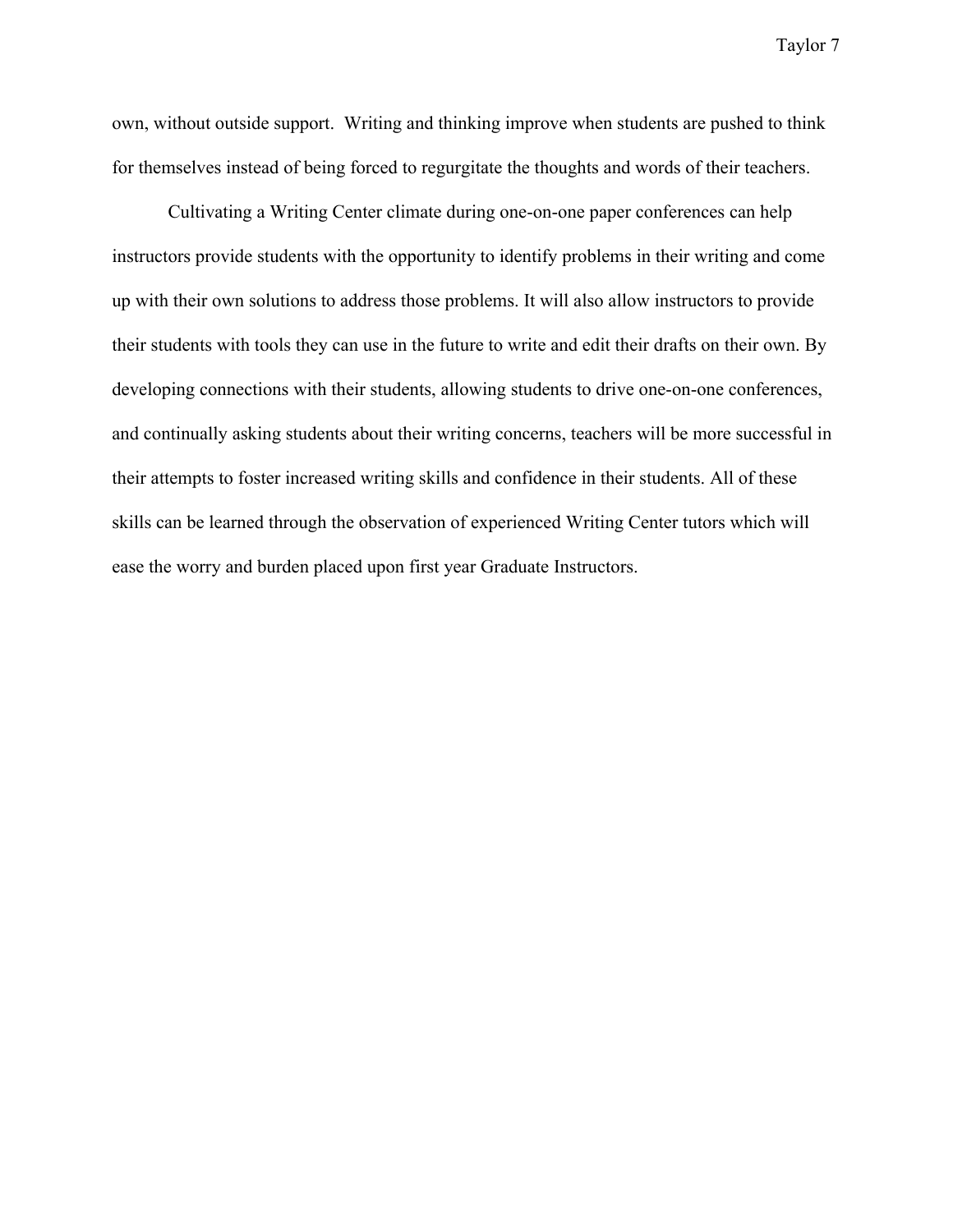own, without outside support. Writing and thinking improve when students are pushed to think for themselves instead of being forced to regurgitate the thoughts and words of their teachers.

Cultivating a Writing Center climate during one-on-one paper conferences can help instructors provide students with the opportunity to identify problems in their writing and come up with their own solutions to address those problems. It will also allow instructors to provide their students with tools they can use in the future to write and edit their drafts on their own. By developing connections with their students, allowing students to drive one-on-one conferences, and continually asking students about their writing concerns, teachers will be more successful in their attempts to foster increased writing skills and confidence in their students. All of these skills can be learned through the observation of experienced Writing Center tutors which will ease the worry and burden placed upon first year Graduate Instructors.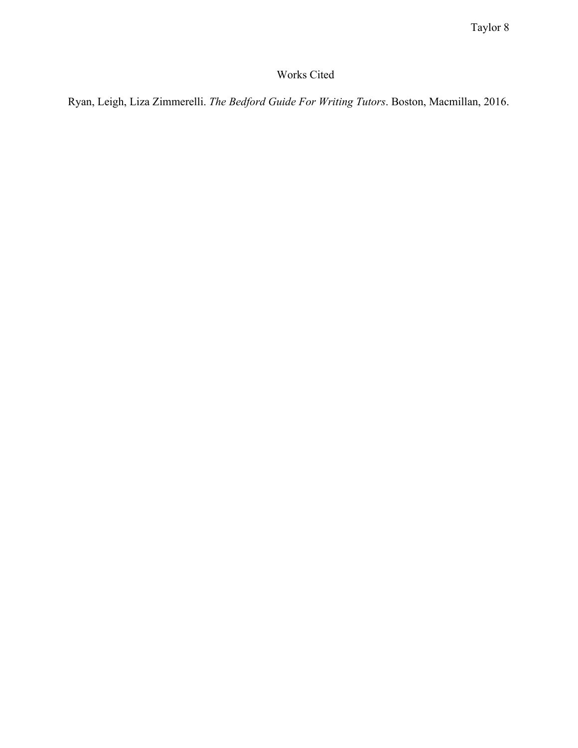# Works Cited

Ryan, Leigh, Liza Zimmerelli. *The Bedford Guide For Writing Tutors*. Boston, Macmillan, 2016.